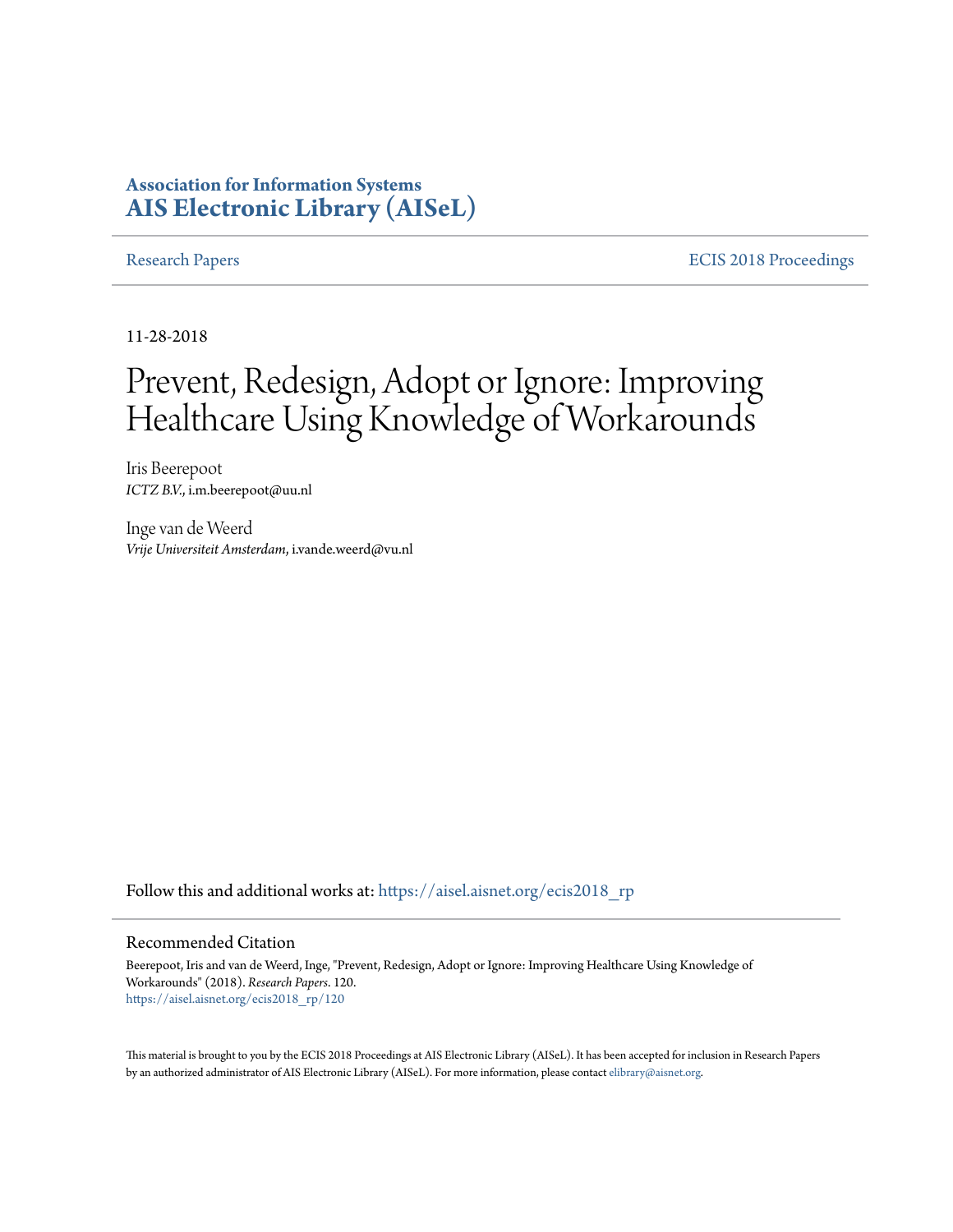**Association for Information Systems**
**AIS Electronic Library (AISeL)**

Research Papers | ECIS 2018 Proceedings

11-28-2018

# Prevent, Redesign, Adopt or Ignore: Improving Healthcare Using Knowledge of Workarounds

Iris Beerepoot
*ICTZ B.V.*, i.m.beerepoot@uu.nl

Inge van de Weerd
*Vrije Universiteit Amsterdam*, i.vande.weerd@vu.nl

Follow this and additional works at: https://aisel.aisnet.org/ecis2018_rp

## Recommended Citation

Beerepoot, Iris and van de Weerd, Inge, "Prevent, Redesign, Adopt or Ignore: Improving Healthcare Using Knowledge of Workarounds" (2018). *Research Papers*. 120.
https://aisel.aisnet.org/ecis2018_rp/120

This material is brought to you by the ECIS 2018 Proceedings at AIS Electronic Library (AISeL). It has been accepted for inclusion in Research Papers by an authorized administrator of AIS Electronic Library (AISeL). For more information, please contact elibrary@aisnet.org.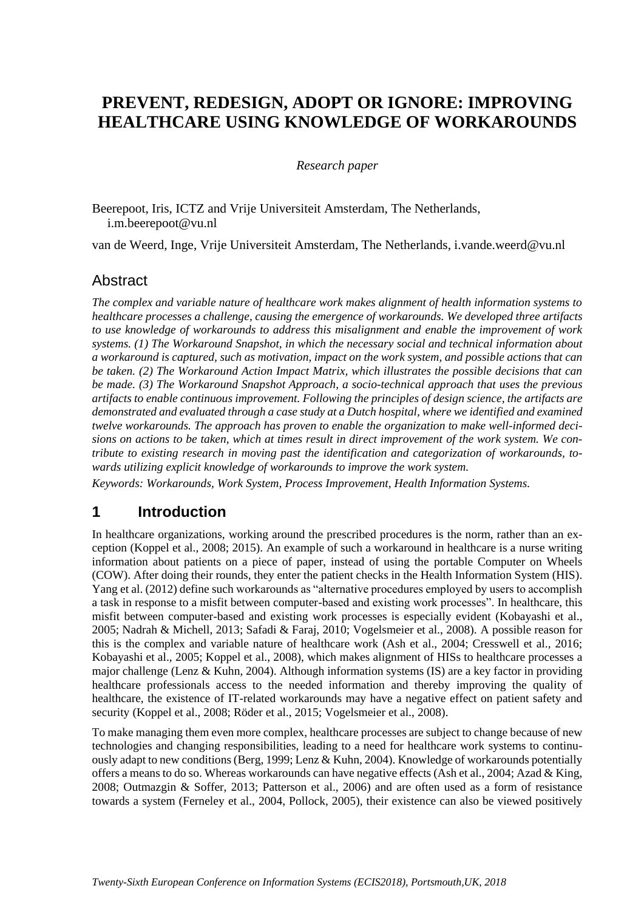# PREVENT, REDESIGN, ADOPT OR IGNORE: IMPROVING HEALTHCARE USING KNOWLEDGE OF WORKAROUNDS

*Research paper*

Beerepoot, Iris, ICTZ and Vrije Universiteit Amsterdam, The Netherlands, i.m.beerepoot@vu.nl

van de Weerd, Inge, Vrije Universiteit Amsterdam, The Netherlands, i.vande.weerd@vu.nl

## Abstract

*The complex and variable nature of healthcare work makes alignment of health information systems to healthcare processes a challenge, causing the emergence of workarounds. We developed three artifacts to use knowledge of workarounds to address this misalignment and enable the improvement of work systems. (1) The Workaround Snapshot, in which the necessary social and technical information about a workaround is captured, such as motivation, impact on the work system, and possible actions that can be taken. (2) The Workaround Action Impact Matrix, which illustrates the possible decisions that can be made. (3) The Workaround Snapshot Approach, a socio-technical approach that uses the previous artifacts to enable continuous improvement. Following the principles of design science, the artifacts are demonstrated and evaluated through a case study at a Dutch hospital, where we identified and examined twelve workarounds. The approach has proven to enable the organization to make well-informed decisions on actions to be taken, which at times result in direct improvement of the work system. We contribute to existing research in moving past the identification and categorization of workarounds, towards utilizing explicit knowledge of workarounds to improve the work system.*

*Keywords: Workarounds, Work System, Process Improvement, Health Information Systems.*

## 1 Introduction

In healthcare organizations, working around the prescribed procedures is the norm, rather than an exception (Koppel et al., 2008; 2015). An example of such a workaround in healthcare is a nurse writing information about patients on a piece of paper, instead of using the portable Computer on Wheels (COW). After doing their rounds, they enter the patient checks in the Health Information System (HIS). Yang et al. (2012) define such workarounds as "alternative procedures employed by users to accomplish a task in response to a misfit between computer-based and existing work processes". In healthcare, this misfit between computer-based and existing work processes is especially evident (Kobayashi et al., 2005; Nadrah & Michell, 2013; Safadi & Faraj, 2010; Vogelsmeier et al., 2008). A possible reason for this is the complex and variable nature of healthcare work (Ash et al., 2004; Cresswell et al., 2016; Kobayashi et al., 2005; Koppel et al., 2008), which makes alignment of HISs to healthcare processes a major challenge (Lenz & Kuhn, 2004). Although information systems (IS) are a key factor in providing healthcare professionals access to the needed information and thereby improving the quality of healthcare, the existence of IT-related workarounds may have a negative effect on patient safety and security (Koppel et al., 2008; Röder et al., 2015; Vogelsmeier et al., 2008).

To make managing them even more complex, healthcare processes are subject to change because of new technologies and changing responsibilities, leading to a need for healthcare work systems to continuously adapt to new conditions (Berg, 1999; Lenz & Kuhn, 2004). Knowledge of workarounds potentially offers a means to do so. Whereas workarounds can have negative effects (Ash et al., 2004; Azad & King, 2008; Outmazgin & Soffer, 2013; Patterson et al., 2006) and are often used as a form of resistance towards a system (Ferneley et al., 2004, Pollock, 2005), their existence can also be viewed positively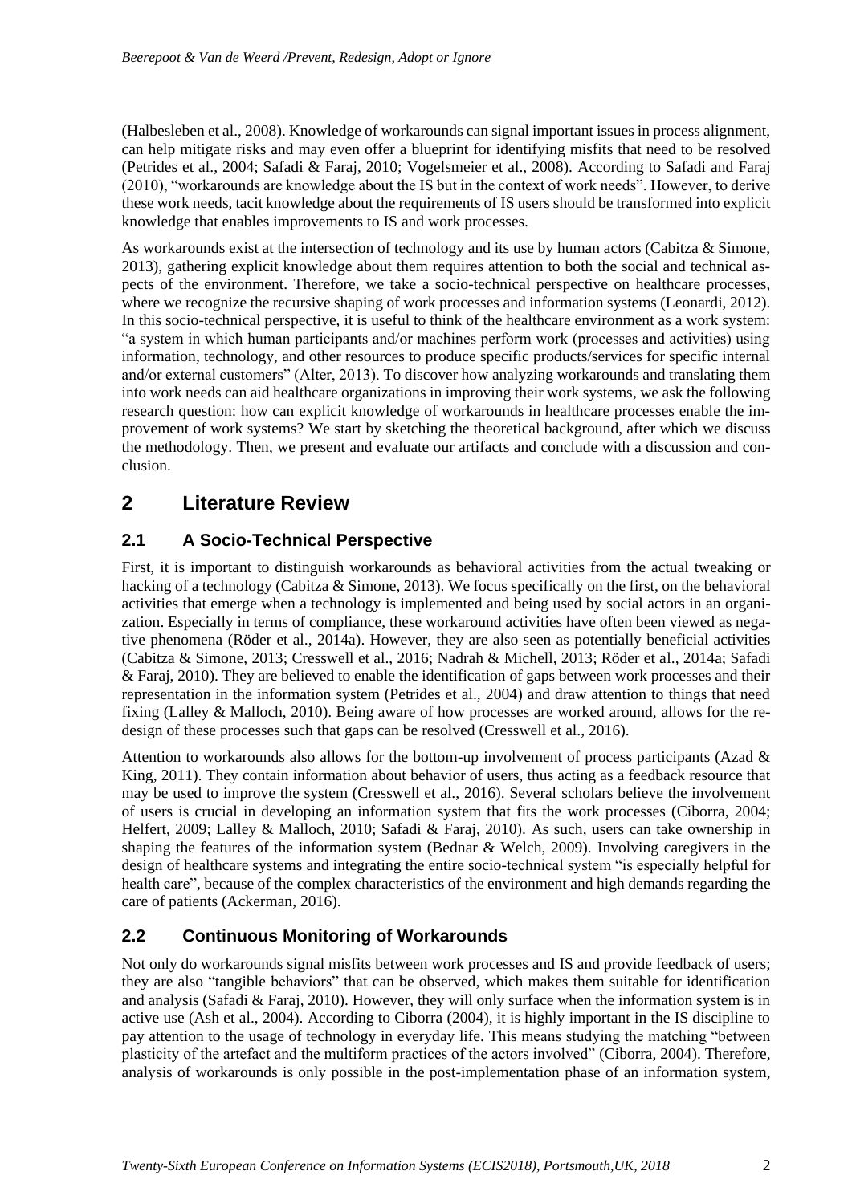(Halbesleben et al., 2008). Knowledge of workarounds can signal important issues in process alignment, can help mitigate risks and may even offer a blueprint for identifying misfits that need to be resolved (Petrides et al., 2004; Safadi & Faraj, 2010; Vogelsmeier et al., 2008). According to Safadi and Faraj (2010), "workarounds are knowledge about the IS but in the context of work needs". However, to derive these work needs, tacit knowledge about the requirements of IS users should be transformed into explicit knowledge that enables improvements to IS and work processes.

As workarounds exist at the intersection of technology and its use by human actors (Cabitza & Simone, 2013), gathering explicit knowledge about them requires attention to both the social and technical aspects of the environment. Therefore, we take a socio-technical perspective on healthcare processes, where we recognize the recursive shaping of work processes and information systems (Leonardi, 2012). In this socio-technical perspective, it is useful to think of the healthcare environment as a work system: "a system in which human participants and/or machines perform work (processes and activities) using information, technology, and other resources to produce specific products/services for specific internal and/or external customers" (Alter, 2013). To discover how analyzing workarounds and translating them into work needs can aid healthcare organizations in improving their work systems, we ask the following research question: how can explicit knowledge of workarounds in healthcare processes enable the improvement of work systems? We start by sketching the theoretical background, after which we discuss the methodology. Then, we present and evaluate our artifacts and conclude with a discussion and conclusion.

## 2 Literature Review

### 2.1 A Socio-Technical Perspective

First, it is important to distinguish workarounds as behavioral activities from the actual tweaking or hacking of a technology (Cabitza & Simone, 2013). We focus specifically on the first, on the behavioral activities that emerge when a technology is implemented and being used by social actors in an organization. Especially in terms of compliance, these workaround activities have often been viewed as negative phenomena (Röder et al., 2014a). However, they are also seen as potentially beneficial activities (Cabitza & Simone, 2013; Cresswell et al., 2016; Nadrah & Michell, 2013; Röder et al., 2014a; Safadi & Faraj, 2010). They are believed to enable the identification of gaps between work processes and their representation in the information system (Petrides et al., 2004) and draw attention to things that need fixing (Lalley & Malloch, 2010). Being aware of how processes are worked around, allows for the redesign of these processes such that gaps can be resolved (Cresswell et al., 2016).

Attention to workarounds also allows for the bottom-up involvement of process participants (Azad & King, 2011). They contain information about behavior of users, thus acting as a feedback resource that may be used to improve the system (Cresswell et al., 2016). Several scholars believe the involvement of users is crucial in developing an information system that fits the work processes (Ciborra, 2004; Helfert, 2009; Lalley & Malloch, 2010; Safadi & Faraj, 2010). As such, users can take ownership in shaping the features of the information system (Bednar & Welch, 2009). Involving caregivers in the design of healthcare systems and integrating the entire socio-technical system "is especially helpful for health care", because of the complex characteristics of the environment and high demands regarding the care of patients (Ackerman, 2016).

### 2.2 Continuous Monitoring of Workarounds

Not only do workarounds signal misfits between work processes and IS and provide feedback of users; they are also "tangible behaviors" that can be observed, which makes them suitable for identification and analysis (Safadi & Faraj, 2010). However, they will only surface when the information system is in active use (Ash et al., 2004). According to Ciborra (2004), it is highly important in the IS discipline to pay attention to the usage of technology in everyday life. This means studying the matching "between plasticity of the artefact and the multiform practices of the actors involved" (Ciborra, 2004). Therefore, analysis of workarounds is only possible in the post-implementation phase of an information system,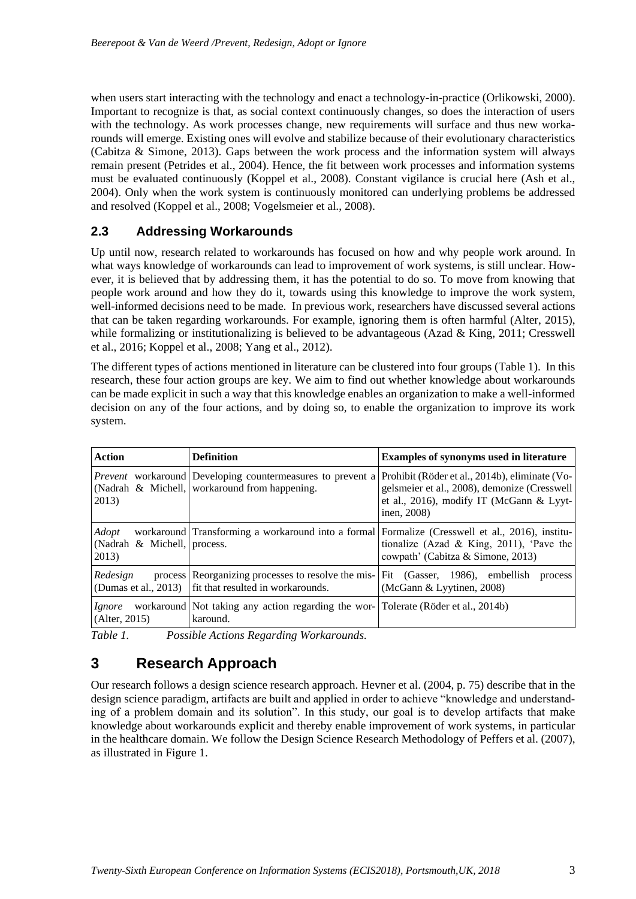when users start interacting with the technology and enact a technology-in-practice (Orlikowski, 2000). Important to recognize is that, as social context continuously changes, so does the interaction of users with the technology. As work processes change, new requirements will surface and thus new workarounds will emerge. Existing ones will evolve and stabilize because of their evolutionary characteristics (Cabitza & Simone, 2013). Gaps between the work process and the information system will always remain present (Petrides et al., 2004). Hence, the fit between work processes and information systems must be evaluated continuously (Koppel et al., 2008). Constant vigilance is crucial here (Ash et al., 2004). Only when the work system is continuously monitored can underlying problems be addressed and resolved (Koppel et al., 2008; Vogelsmeier et al., 2008).

## 2.3 Addressing Workarounds

Up until now, research related to workarounds has focused on how and why people work around. In what ways knowledge of workarounds can lead to improvement of work systems, is still unclear. However, it is believed that by addressing them, it has the potential to do so. To move from knowing that people work around and how they do it, towards using this knowledge to improve the work system, well-informed decisions need to be made. In previous work, researchers have discussed several actions that can be taken regarding workarounds. For example, ignoring them is often harmful (Alter, 2015), while formalizing or institutionalizing is believed to be advantageous (Azad & King, 2011; Cresswell et al., 2016; Koppel et al., 2008; Yang et al., 2012).

The different types of actions mentioned in literature can be clustered into four groups (Table 1). In this research, these four action groups are key. We aim to find out whether knowledge about workarounds can be made explicit in such a way that this knowledge enables an organization to make a well-informed decision on any of the four actions, and by doing so, to enable the organization to improve its work system.

| **Action** | **Definition** | **Examples of synonyms used in literature** |
|---|---|---|
| *Prevent* workaround (Nadrah & Michell, 2013) | Developing countermeasures to prevent a workaround from happening. | Prohibit (Röder et al., 2014b), eliminate (Vogelsmeier et al., 2008), demonize (Cresswell et al., 2016), modify IT (McGann & Lyytinen, 2008) |
| *Adopt* workaround (Nadrah & Michell, 2013) | Transforming a workaround into a formal process. | Formalize (Cresswell et al., 2016), institutionalize (Azad & King, 2011), 'Pave the cowpath' (Cabitza & Simone, 2013) |
| *Redesign* process (Dumas et al., 2013) | Reorganizing processes to resolve the misfit that resulted in workarounds. | Fit (Gasser, 1986), embellish process (McGann & Lyytinen, 2008) |
| *Ignore* workaround (Alter, 2015) | Not taking any action regarding the workaround. | Tolerate (Röder et al., 2014b) |

*Table 1. Possible Actions Regarding Workarounds.*

# 3 Research Approach

Our research follows a design science research approach. Hevner et al. (2004, p. 75) describe that in the design science paradigm, artifacts are built and applied in order to achieve "knowledge and understanding of a problem domain and its solution". In this study, our goal is to develop artifacts that make knowledge about workarounds explicit and thereby enable improvement of work systems, in particular in the healthcare domain. We follow the Design Science Research Methodology of Peffers et al. (2007), as illustrated in Figure 1.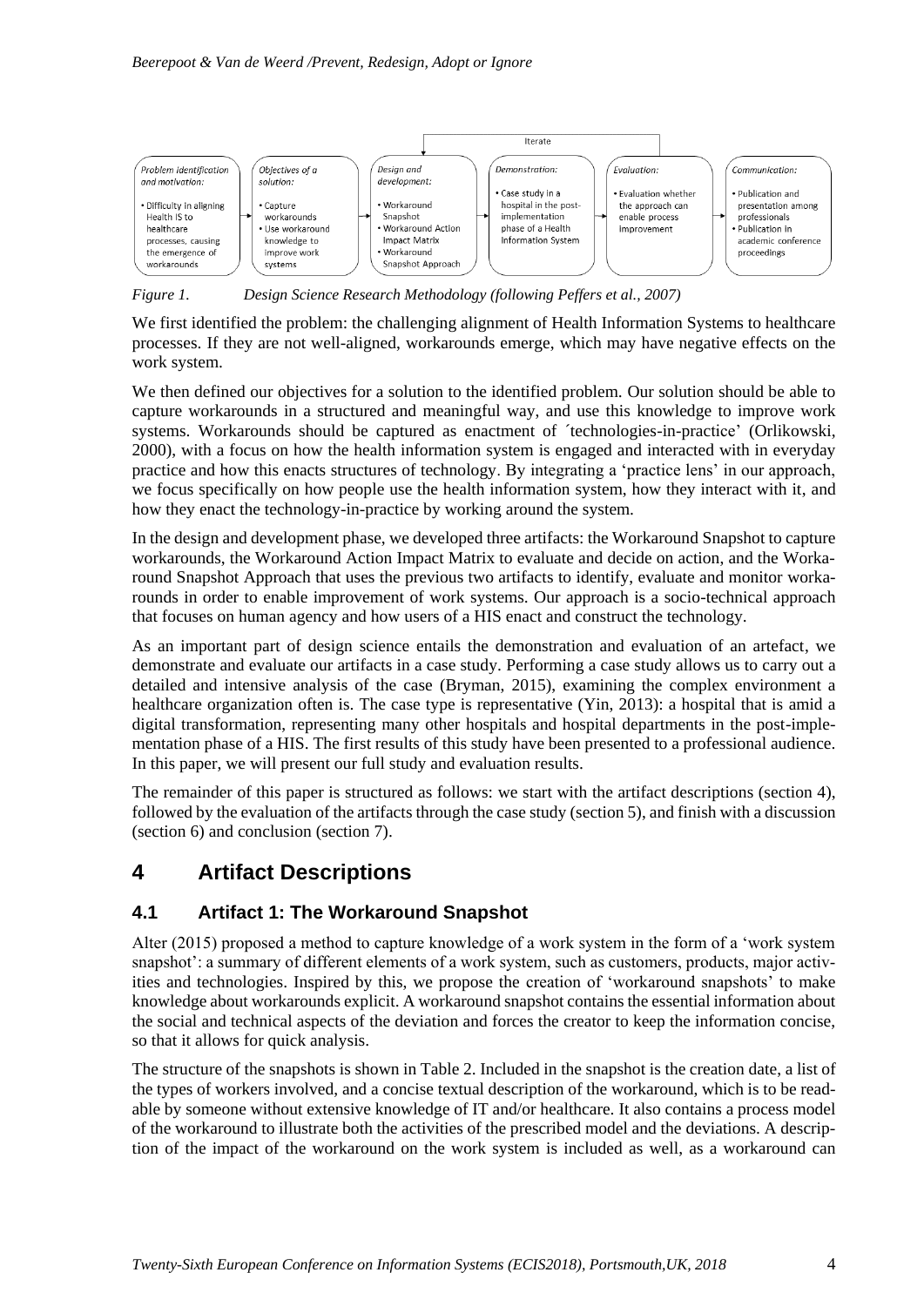Iterate

| Problem identification and motivation: | Objectives of a solution: | Design and development: | Demonstration: | Evaluation: | Communication: |
|---|---|---|---|---|---|
| • Difficulty in aligning Health IS to healthcare processes, causing the emergence of workarounds | • Capture workarounds<br>• Use workaround knowledge to improve work systems | • Workaround Snapshot<br>• Workaround Action Impact Matrix<br>• Workaround Snapshot Approach | • Case study in a hospital in the post-implementation phase of a Health Information System | • Evaluation whether the approach can enable process improvement | • Publication and presentation among professionals<br>• Publication in academic conference proceedings |

*Figure 1. Design Science Research Methodology (following Peffers et al., 2007)*

We first identified the problem: the challenging alignment of Health Information Systems to healthcare processes. If they are not well-aligned, workarounds emerge, which may have negative effects on the work system.

We then defined our objectives for a solution to the identified problem. Our solution should be able to capture workarounds in a structured and meaningful way, and use this knowledge to improve work systems. Workarounds should be captured as enactment of ´technologies-in-practice' (Orlikowski, 2000), with a focus on how the health information system is engaged and interacted with in everyday practice and how this enacts structures of technology. By integrating a 'practice lens' in our approach, we focus specifically on how people use the health information system, how they interact with it, and how they enact the technology-in-practice by working around the system.

In the design and development phase, we developed three artifacts: the Workaround Snapshot to capture workarounds, the Workaround Action Impact Matrix to evaluate and decide on action, and the Workaround Snapshot Approach that uses the previous two artifacts to identify, evaluate and monitor workarounds in order to enable improvement of work systems. Our approach is a socio-technical approach that focuses on human agency and how users of a HIS enact and construct the technology.

As an important part of design science entails the demonstration and evaluation of an artefact, we demonstrate and evaluate our artifacts in a case study. Performing a case study allows us to carry out a detailed and intensive analysis of the case (Bryman, 2015), examining the complex environment a healthcare organization often is. The case type is representative (Yin, 2013): a hospital that is amid a digital transformation, representing many other hospitals and hospital departments in the post-implementation phase of a HIS. The first results of this study have been presented to a professional audience. In this paper, we will present our full study and evaluation results.

The remainder of this paper is structured as follows: we start with the artifact descriptions (section 4), followed by the evaluation of the artifacts through the case study (section 5), and finish with a discussion (section 6) and conclusion (section 7).

# 4 Artifact Descriptions

## 4.1 Artifact 1: The Workaround Snapshot

Alter (2015) proposed a method to capture knowledge of a work system in the form of a 'work system snapshot': a summary of different elements of a work system, such as customers, products, major activities and technologies. Inspired by this, we propose the creation of 'workaround snapshots' to make knowledge about workarounds explicit. A workaround snapshot contains the essential information about the social and technical aspects of the deviation and forces the creator to keep the information concise, so that it allows for quick analysis.

The structure of the snapshots is shown in Table 2. Included in the snapshot is the creation date, a list of the types of workers involved, and a concise textual description of the workaround, which is to be readable by someone without extensive knowledge of IT and/or healthcare. It also contains a process model of the workaround to illustrate both the activities of the prescribed model and the deviations. A description of the impact of the workaround on the work system is included as well, as a workaround can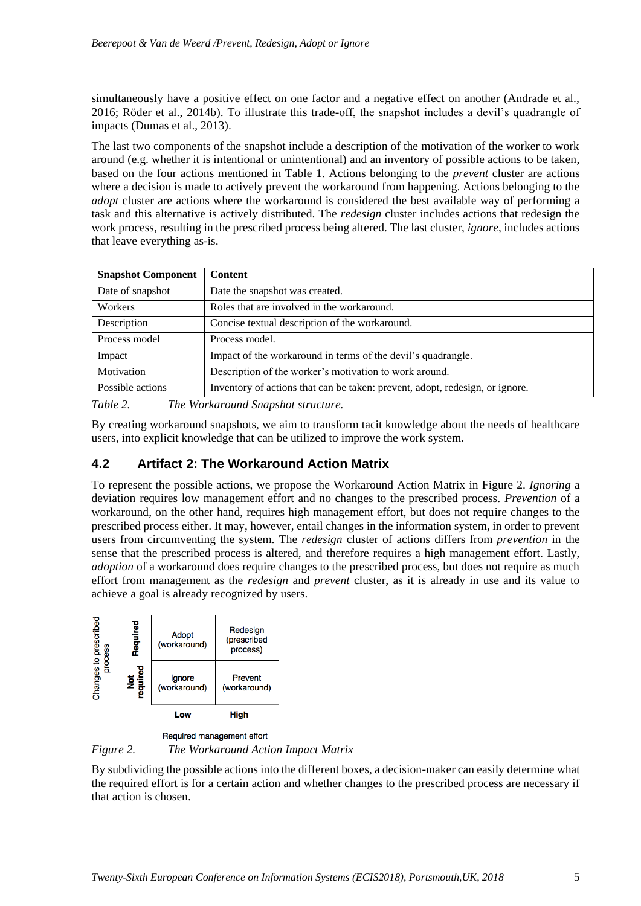simultaneously have a positive effect on one factor and a negative effect on another (Andrade et al., 2016; Röder et al., 2014b). To illustrate this trade-off, the snapshot includes a devil's quadrangle of impacts (Dumas et al., 2013).

The last two components of the snapshot include a description of the motivation of the worker to work around (e.g. whether it is intentional or unintentional) and an inventory of possible actions to be taken, based on the four actions mentioned in Table 1. Actions belonging to the *prevent* cluster are actions where a decision is made to actively prevent the workaround from happening. Actions belonging to the *adopt* cluster are actions where the workaround is considered the best available way of performing a task and this alternative is actively distributed. The *redesign* cluster includes actions that redesign the work process, resulting in the prescribed process being altered. The last cluster, *ignore*, includes actions that leave everything as-is.

| Snapshot Component | Content |
|---|---|
| Date of snapshot | Date the snapshot was created. |
| Workers | Roles that are involved in the workaround. |
| Description | Concise textual description of the workaround. |
| Process model | Process model. |
| Impact | Impact of the workaround in terms of the devil's quadrangle. |
| Motivation | Description of the worker's motivation to work around. |
| Possible actions | Inventory of actions that can be taken: prevent, adopt, redesign, or ignore. |

*Table 2. The Workaround Snapshot structure.*

By creating workaround snapshots, we aim to transform tacit knowledge about the needs of healthcare users, into explicit knowledge that can be utilized to improve the work system.

## 4.2 Artifact 2: The Workaround Action Matrix

To represent the possible actions, we propose the Workaround Action Matrix in Figure 2. *Ignoring* a deviation requires low management effort and no changes to the prescribed process. *Prevention* of a workaround, on the other hand, requires high management effort, but does not require changes to the prescribed process either. It may, however, entail changes in the information system, in order to prevent users from circumventing the system. The *redesign* cluster of actions differs from *prevention* in the sense that the prescribed process is altered, and therefore requires a high management effort. Lastly, *adoption* of a workaround does require changes to the prescribed process, but does not require as much effort from management as the *redesign* and *prevent* cluster, as it is already in use and its value to achieve a goal is already recognized by users.

| Changes to prescribed process | | Low | High |
|---|---|---|---|
| | Required | Adopt (workaround) | Redesign (prescribed process) |
| | Not required | Ignore (workaround) | Prevent (workaround) |
| | | Required management effort | |

*Figure 2. The Workaround Action Impact Matrix*

By subdividing the possible actions into the different boxes, a decision-maker can easily determine what the required effort is for a certain action and whether changes to the prescribed process are necessary if that action is chosen.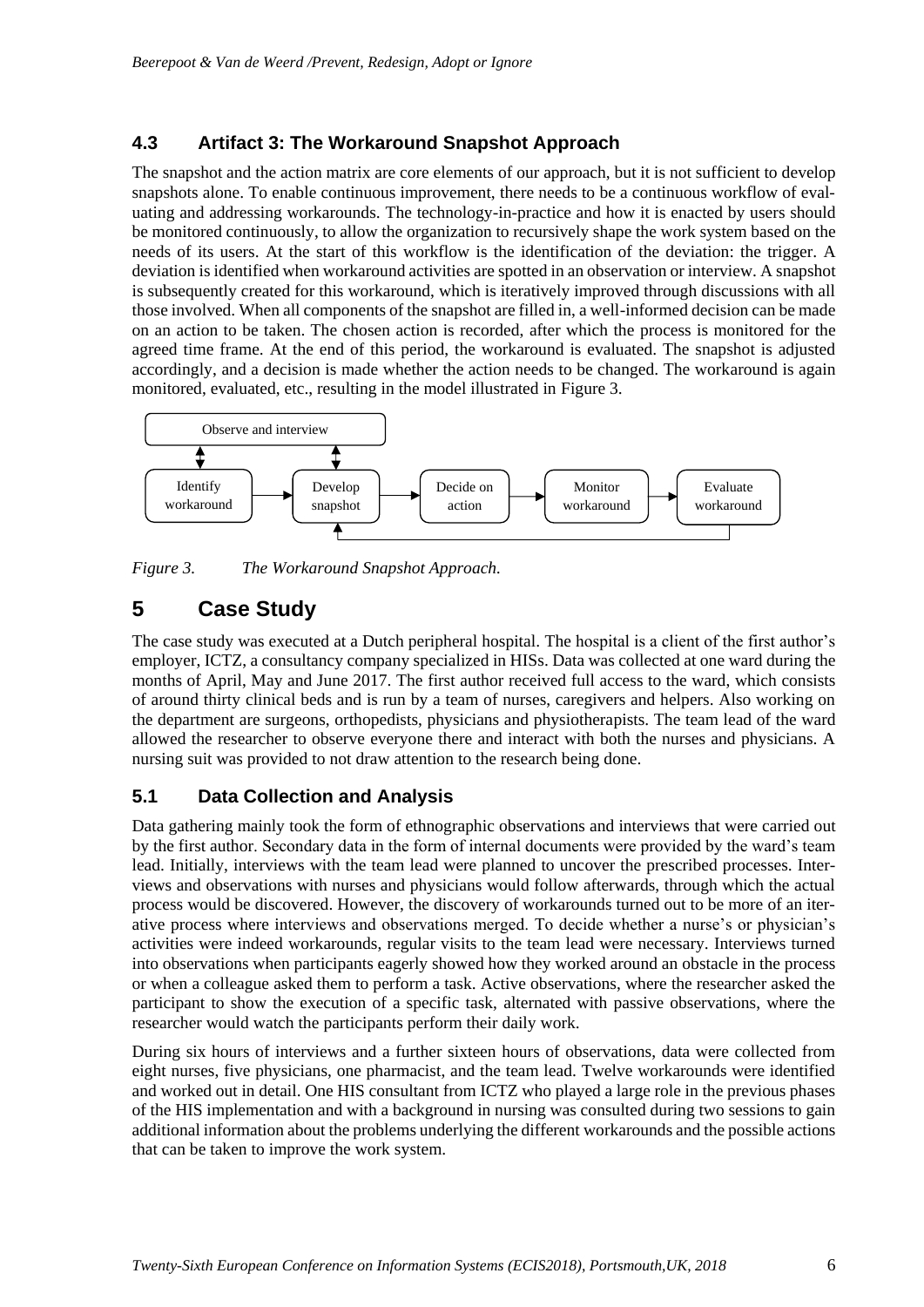### 4.3 Artifact 3: The Workaround Snapshot Approach

The snapshot and the action matrix are core elements of our approach, but it is not sufficient to develop snapshots alone. To enable continuous improvement, there needs to be a continuous workflow of evaluating and addressing workarounds. The technology-in-practice and how it is enacted by users should be monitored continuously, to allow the organization to recursively shape the work system based on the needs of its users. At the start of this workflow is the identification of the deviation: the trigger. A deviation is identified when workaround activities are spotted in an observation or interview. A snapshot is subsequently created for this workaround, which is iteratively improved through discussions with all those involved. When all components of the snapshot are filled in, a well-informed decision can be made on an action to be taken. The chosen action is recorded, after which the process is monitored for the agreed time frame. At the end of this period, the workaround is evaluated. The snapshot is adjusted accordingly, and a decision is made whether the action needs to be changed. The workaround is again monitored, evaluated, etc., resulting in the model illustrated in Figure 3.

Observe and interview

Identify workaround → Develop snapshot → Decide on action → Monitor workaround → Evaluate workaround

*Figure 3. The Workaround Snapshot Approach.*

## 5 Case Study

The case study was executed at a Dutch peripheral hospital. The hospital is a client of the first author's employer, ICTZ, a consultancy company specialized in HISs. Data was collected at one ward during the months of April, May and June 2017. The first author received full access to the ward, which consists of around thirty clinical beds and is run by a team of nurses, caregivers and helpers. Also working on the department are surgeons, orthopedists, physicians and physiotherapists. The team lead of the ward allowed the researcher to observe everyone there and interact with both the nurses and physicians. A nursing suit was provided to not draw attention to the research being done.

### 5.1 Data Collection and Analysis

Data gathering mainly took the form of ethnographic observations and interviews that were carried out by the first author. Secondary data in the form of internal documents were provided by the ward's team lead. Initially, interviews with the team lead were planned to uncover the prescribed processes. Interviews and observations with nurses and physicians would follow afterwards, through which the actual process would be discovered. However, the discovery of workarounds turned out to be more of an iterative process where interviews and observations merged. To decide whether a nurse's or physician's activities were indeed workarounds, regular visits to the team lead were necessary. Interviews turned into observations when participants eagerly showed how they worked around an obstacle in the process or when a colleague asked them to perform a task. Active observations, where the researcher asked the participant to show the execution of a specific task, alternated with passive observations, where the researcher would watch the participants perform their daily work.

During six hours of interviews and a further sixteen hours of observations, data were collected from eight nurses, five physicians, one pharmacist, and the team lead. Twelve workarounds were identified and worked out in detail. One HIS consultant from ICTZ who played a large role in the previous phases of the HIS implementation and with a background in nursing was consulted during two sessions to gain additional information about the problems underlying the different workarounds and the possible actions that can be taken to improve the work system.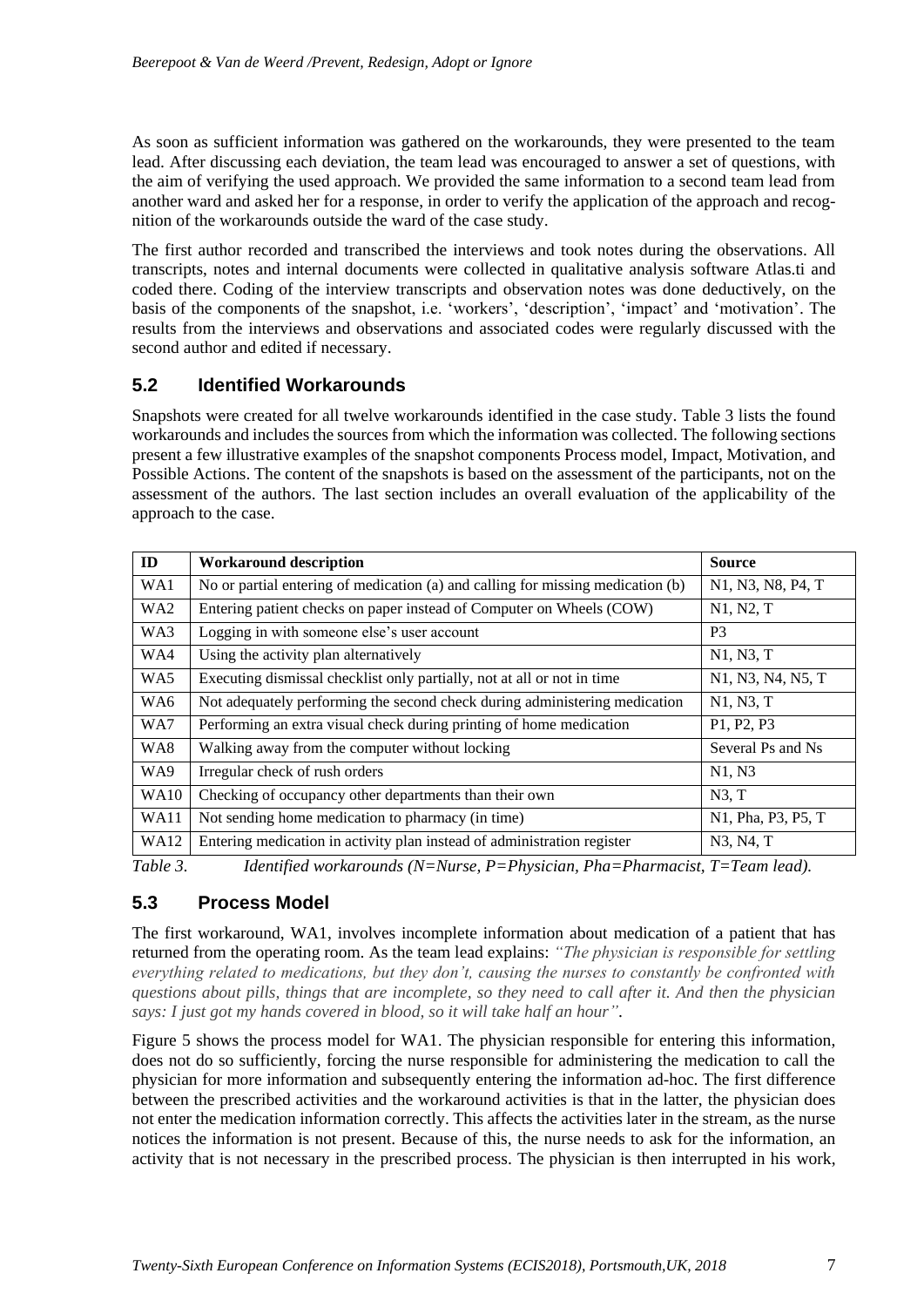As soon as sufficient information was gathered on the workarounds, they were presented to the team lead. After discussing each deviation, the team lead was encouraged to answer a set of questions, with the aim of verifying the used approach. We provided the same information to a second team lead from another ward and asked her for a response, in order to verify the application of the approach and recognition of the workarounds outside the ward of the case study.

The first author recorded and transcribed the interviews and took notes during the observations. All transcripts, notes and internal documents were collected in qualitative analysis software Atlas.ti and coded there. Coding of the interview transcripts and observation notes was done deductively, on the basis of the components of the snapshot, i.e. 'workers', 'description', 'impact' and 'motivation'. The results from the interviews and observations and associated codes were regularly discussed with the second author and edited if necessary.

## 5.2 Identified Workarounds

Snapshots were created for all twelve workarounds identified in the case study. Table 3 lists the found workarounds and includes the sources from which the information was collected. The following sections present a few illustrative examples of the snapshot components Process model, Impact, Motivation, and Possible Actions. The content of the snapshots is based on the assessment of the participants, not on the assessment of the authors. The last section includes an overall evaluation of the applicability of the approach to the case.

| ID | Workaround description | Source |
|---|---|---|
| WA1 | No or partial entering of medication (a) and calling for missing medication (b) | N1, N3, N8, P4, T |
| WA2 | Entering patient checks on paper instead of Computer on Wheels (COW) | N1, N2, T |
| WA3 | Logging in with someone else's user account | P3 |
| WA4 | Using the activity plan alternatively | N1, N3, T |
| WA5 | Executing dismissal checklist only partially, not at all or not in time | N1, N3, N4, N5, T |
| WA6 | Not adequately performing the second check during administering medication | N1, N3, T |
| WA7 | Performing an extra visual check during printing of home medication | P1, P2, P3 |
| WA8 | Walking away from the computer without locking | Several Ps and Ns |
| WA9 | Irregular check of rush orders | N1, N3 |
| WA10 | Checking of occupancy other departments than their own | N3, T |
| WA11 | Not sending home medication to pharmacy (in time) | N1, Pha, P3, P5, T |
| WA12 | Entering medication in activity plan instead of administration register | N3, N4, T |

*Table 3. Identified workarounds (N=Nurse, P=Physician, Pha=Pharmacist, T=Team lead).*

## 5.3 Process Model

The first workaround, WA1, involves incomplete information about medication of a patient that has returned from the operating room. As the team lead explains: *"The physician is responsible for settling everything related to medications, but they don't, causing the nurses to constantly be confronted with questions about pills, things that are incomplete, so they need to call after it. And then the physician says: I just got my hands covered in blood, so it will take half an hour".*

Figure 5 shows the process model for WA1. The physician responsible for entering this information, does not do so sufficiently, forcing the nurse responsible for administering the medication to call the physician for more information and subsequently entering the information ad-hoc. The first difference between the prescribed activities and the workaround activities is that in the latter, the physician does not enter the medication information correctly. This affects the activities later in the stream, as the nurse notices the information is not present. Because of this, the nurse needs to ask for the information, an activity that is not necessary in the prescribed process. The physician is then interrupted in his work,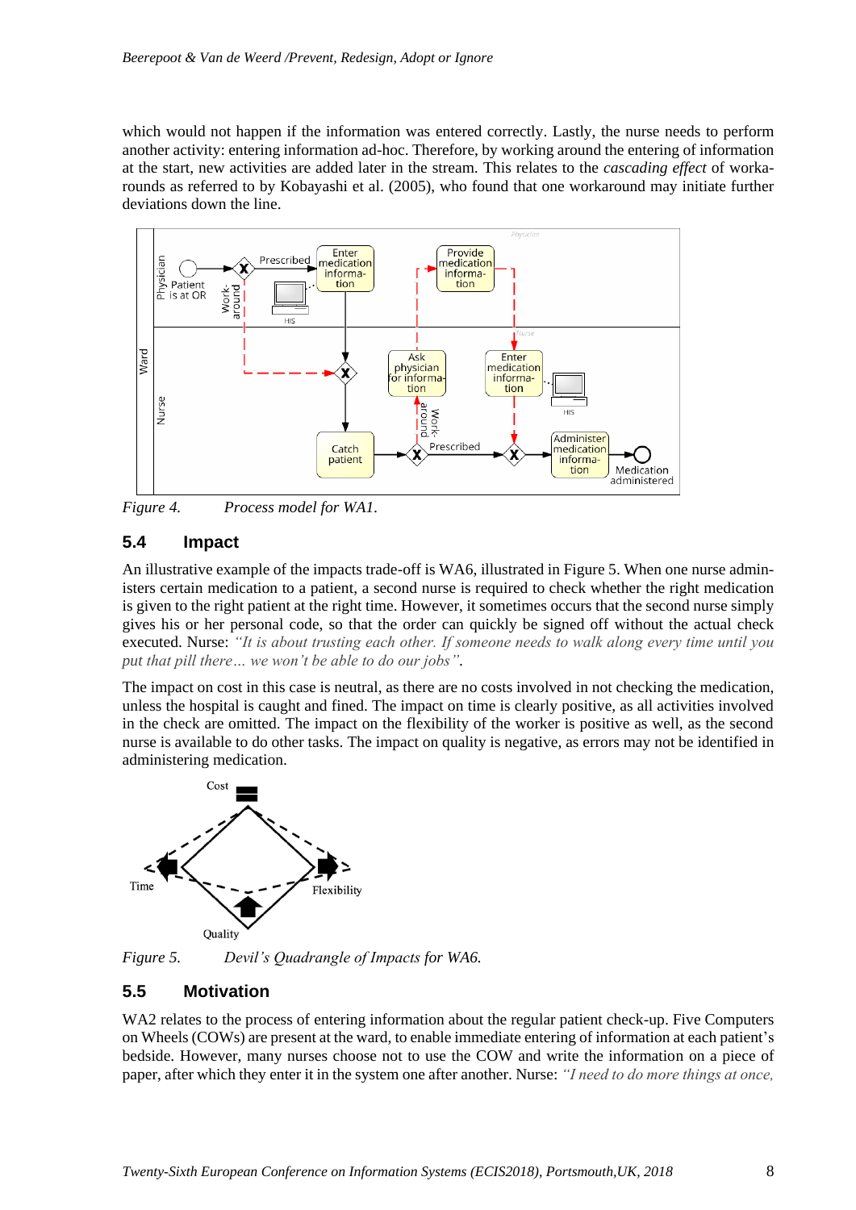which would not happen if the information was entered correctly. Lastly, the nurse needs to perform another activity: entering information ad-hoc. Therefore, by working around the entering of information at the start, new activities are added later in the stream. This relates to the *cascading effect* of workarounds as referred to by Kobayashi et al. (2005), who found that one workaround may initiate further deviations down the line.

*Figure 4. Process model for WA1.*

## 5.4 Impact

An illustrative example of the impacts trade-off is WA6, illustrated in Figure 5. When one nurse administers certain medication to a patient, a second nurse is required to check whether the right medication is given to the right patient at the right time. However, it sometimes occurs that the second nurse simply gives his or her personal code, so that the order can quickly be signed off without the actual check executed. Nurse: *"It is about trusting each other. If someone needs to walk along every time until you put that pill there… we won't be able to do our jobs".*

The impact on cost in this case is neutral, as there are no costs involved in not checking the medication, unless the hospital is caught and fined. The impact on time is clearly positive, as all activities involved in the check are omitted. The impact on the flexibility of the worker is positive as well, as the second nurse is available to do other tasks. The impact on quality is negative, as errors may not be identified in administering medication.

*Figure 5. Devil's Quadrangle of Impacts for WA6.*

## 5.5 Motivation

WA2 relates to the process of entering information about the regular patient check-up. Five Computers on Wheels (COWs) are present at the ward, to enable immediate entering of information at each patient's bedside. However, many nurses choose not to use the COW and write the information on a piece of paper, after which they enter it in the system one after another. Nurse: *"I need to do more things at once,*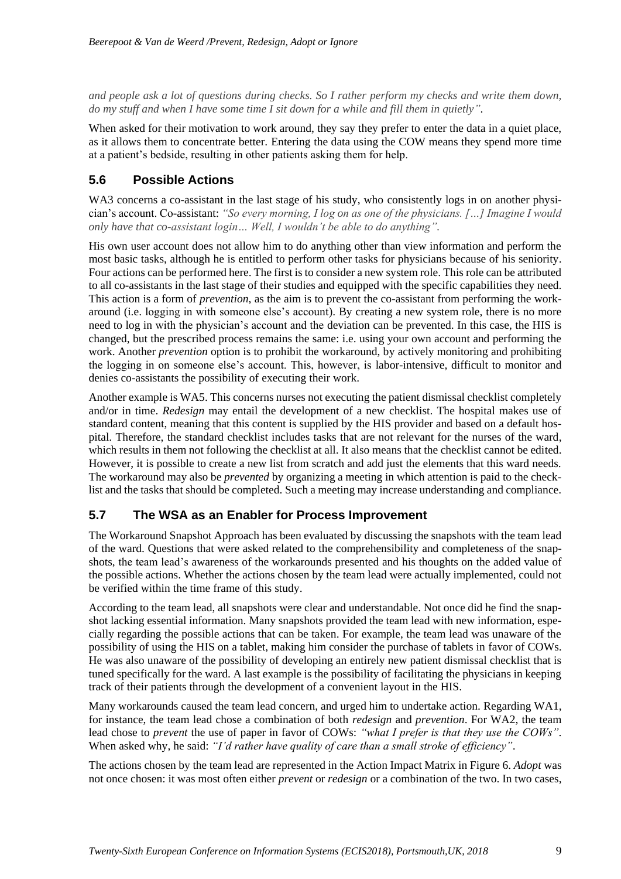*and people ask a lot of questions during checks. So I rather perform my checks and write them down, do my stuff and when I have some time I sit down for a while and fill them in quietly".*

When asked for their motivation to work around, they say they prefer to enter the data in a quiet place, as it allows them to concentrate better. Entering the data using the COW means they spend more time at a patient's bedside, resulting in other patients asking them for help.

## 5.6 Possible Actions

WA3 concerns a co-assistant in the last stage of his study, who consistently logs in on another physician's account. Co-assistant: *"So every morning, I log on as one of the physicians. […] Imagine I would only have that co-assistant login… Well, I wouldn't be able to do anything".*

His own user account does not allow him to do anything other than view information and perform the most basic tasks, although he is entitled to perform other tasks for physicians because of his seniority. Four actions can be performed here. The first is to consider a new system role. This role can be attributed to all co-assistants in the last stage of their studies and equipped with the specific capabilities they need. This action is a form of *prevention*, as the aim is to prevent the co-assistant from performing the workaround (i.e. logging in with someone else's account). By creating a new system role, there is no more need to log in with the physician's account and the deviation can be prevented. In this case, the HIS is changed, but the prescribed process remains the same: i.e. using your own account and performing the work. Another *prevention* option is to prohibit the workaround, by actively monitoring and prohibiting the logging in on someone else's account. This, however, is labor-intensive, difficult to monitor and denies co-assistants the possibility of executing their work.

Another example is WA5. This concerns nurses not executing the patient dismissal checklist completely and/or in time. *Redesign* may entail the development of a new checklist. The hospital makes use of standard content, meaning that this content is supplied by the HIS provider and based on a default hospital. Therefore, the standard checklist includes tasks that are not relevant for the nurses of the ward, which results in them not following the checklist at all. It also means that the checklist cannot be edited. However, it is possible to create a new list from scratch and add just the elements that this ward needs. The workaround may also be *prevented* by organizing a meeting in which attention is paid to the checklist and the tasks that should be completed. Such a meeting may increase understanding and compliance.

## 5.7 The WSA as an Enabler for Process Improvement

The Workaround Snapshot Approach has been evaluated by discussing the snapshots with the team lead of the ward. Questions that were asked related to the comprehensibility and completeness of the snapshots, the team lead's awareness of the workarounds presented and his thoughts on the added value of the possible actions. Whether the actions chosen by the team lead were actually implemented, could not be verified within the time frame of this study.

According to the team lead, all snapshots were clear and understandable. Not once did he find the snapshot lacking essential information. Many snapshots provided the team lead with new information, especially regarding the possible actions that can be taken. For example, the team lead was unaware of the possibility of using the HIS on a tablet, making him consider the purchase of tablets in favor of COWs. He was also unaware of the possibility of developing an entirely new patient dismissal checklist that is tuned specifically for the ward. A last example is the possibility of facilitating the physicians in keeping track of their patients through the development of a convenient layout in the HIS.

Many workarounds caused the team lead concern, and urged him to undertake action. Regarding WA1, for instance, the team lead chose a combination of both *redesign* and *prevention*. For WA2, the team lead chose to *prevent* the use of paper in favor of COWs: *"what I prefer is that they use the COWs"*. When asked why, he said: *"I'd rather have quality of care than a small stroke of efficiency"*.

The actions chosen by the team lead are represented in the Action Impact Matrix in Figure 6. *Adopt* was not once chosen: it was most often either *prevent* or *redesign* or a combination of the two. In two cases,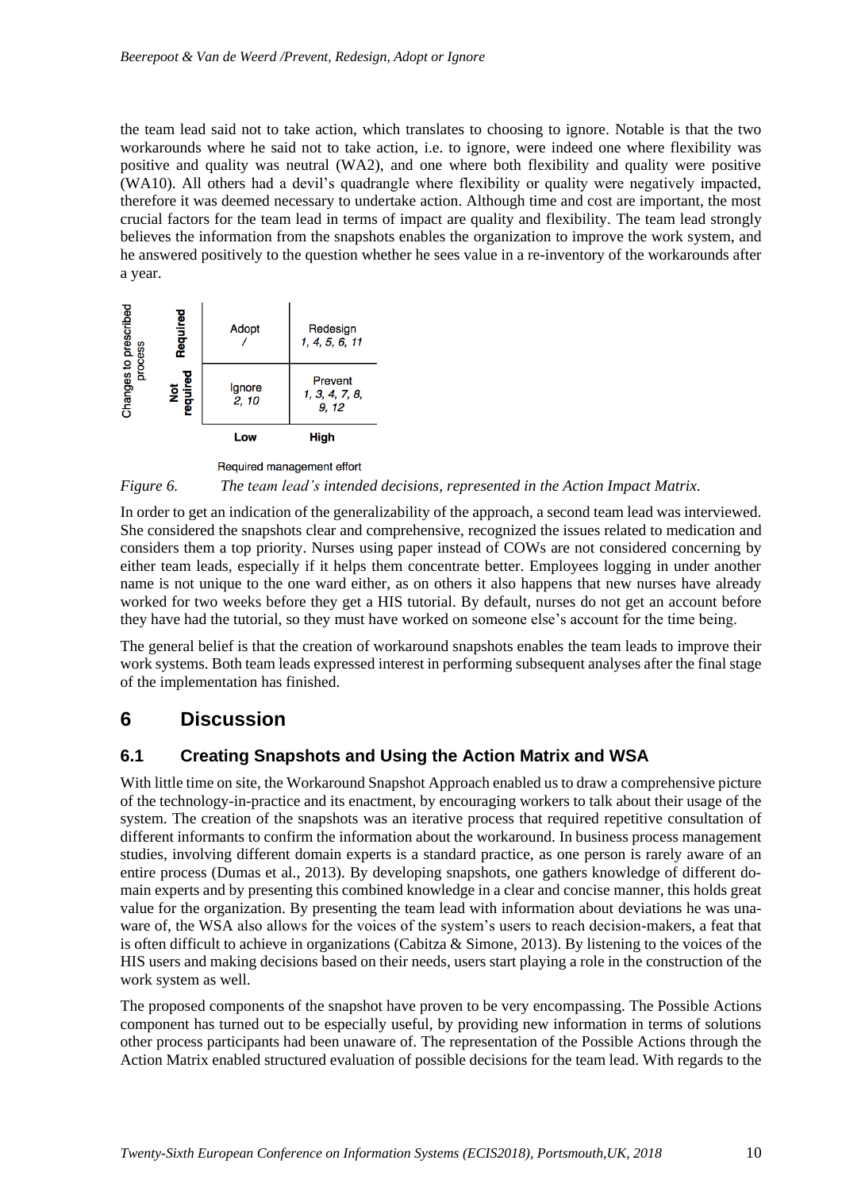the team lead said not to take action, which translates to choosing to ignore. Notable is that the two workarounds where he said not to take action, i.e. to ignore, were indeed one where flexibility was positive and quality was neutral (WA2), and one where both flexibility and quality were positive (WA10). All others had a devil's quadrangle where flexibility or quality were negatively impacted, therefore it was deemed necessary to undertake action. Although time and cost are important, the most crucial factors for the team lead in terms of impact are quality and flexibility. The team lead strongly believes the information from the snapshots enables the organization to improve the work system, and he answered positively to the question whether he sees value in a re-inventory of the workarounds after a year.

| Changes to prescribed process | Low | High |
|---|---|---|
| **Required** | Adopt<br>*/* | Redesign<br>*1, 4, 5, 6, 11* |
| **Not required** | Ignore<br>*2, 10* | Prevent<br>*1, 3, 4, 7, 8, 9, 12* |

Required management effort

*Figure 6.* *The team lead's intended decisions, represented in the Action Impact Matrix.*

In order to get an indication of the generalizability of the approach, a second team lead was interviewed. She considered the snapshots clear and comprehensive, recognized the issues related to medication and considers them a top priority. Nurses using paper instead of COWs are not considered concerning by either team leads, especially if it helps them concentrate better. Employees logging in under another name is not unique to the one ward either, as on others it also happens that new nurses have already worked for two weeks before they get a HIS tutorial. By default, nurses do not get an account before they have had the tutorial, so they must have worked on someone else's account for the time being.

The general belief is that the creation of workaround snapshots enables the team leads to improve their work systems. Both team leads expressed interest in performing subsequent analyses after the final stage of the implementation has finished.

# 6 Discussion

## 6.1 Creating Snapshots and Using the Action Matrix and WSA

With little time on site, the Workaround Snapshot Approach enabled us to draw a comprehensive picture of the technology-in-practice and its enactment, by encouraging workers to talk about their usage of the system. The creation of the snapshots was an iterative process that required repetitive consultation of different informants to confirm the information about the workaround. In business process management studies, involving different domain experts is a standard practice, as one person is rarely aware of an entire process (Dumas et al., 2013). By developing snapshots, one gathers knowledge of different domain experts and by presenting this combined knowledge in a clear and concise manner, this holds great value for the organization. By presenting the team lead with information about deviations he was unaware of, the WSA also allows for the voices of the system's users to reach decision-makers, a feat that is often difficult to achieve in organizations (Cabitza & Simone, 2013). By listening to the voices of the HIS users and making decisions based on their needs, users start playing a role in the construction of the work system as well.

The proposed components of the snapshot have proven to be very encompassing. The Possible Actions component has turned out to be especially useful, by providing new information in terms of solutions other process participants had been unaware of. The representation of the Possible Actions through the Action Matrix enabled structured evaluation of possible decisions for the team lead. With regards to the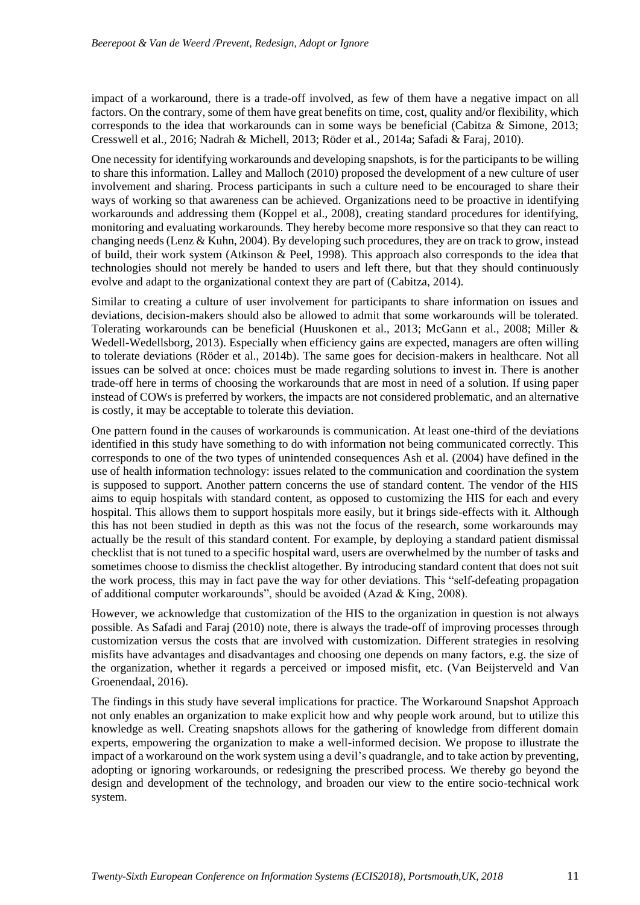impact of a workaround, there is a trade-off involved, as few of them have a negative impact on all factors. On the contrary, some of them have great benefits on time, cost, quality and/or flexibility, which corresponds to the idea that workarounds can in some ways be beneficial (Cabitza & Simone, 2013; Cresswell et al., 2016; Nadrah & Michell, 2013; Röder et al., 2014a; Safadi & Faraj, 2010).

One necessity for identifying workarounds and developing snapshots, is for the participants to be willing to share this information. Lalley and Malloch (2010) proposed the development of a new culture of user involvement and sharing. Process participants in such a culture need to be encouraged to share their ways of working so that awareness can be achieved. Organizations need to be proactive in identifying workarounds and addressing them (Koppel et al., 2008), creating standard procedures for identifying, monitoring and evaluating workarounds. They hereby become more responsive so that they can react to changing needs (Lenz & Kuhn, 2004). By developing such procedures, they are on track to grow, instead of build, their work system (Atkinson & Peel, 1998). This approach also corresponds to the idea that technologies should not merely be handed to users and left there, but that they should continuously evolve and adapt to the organizational context they are part of (Cabitza, 2014).

Similar to creating a culture of user involvement for participants to share information on issues and deviations, decision-makers should also be allowed to admit that some workarounds will be tolerated. Tolerating workarounds can be beneficial (Huuskonen et al., 2013; McGann et al., 2008; Miller & Wedell-Wedellsborg, 2013). Especially when efficiency gains are expected, managers are often willing to tolerate deviations (Röder et al., 2014b). The same goes for decision-makers in healthcare. Not all issues can be solved at once: choices must be made regarding solutions to invest in. There is another trade-off here in terms of choosing the workarounds that are most in need of a solution. If using paper instead of COWs is preferred by workers, the impacts are not considered problematic, and an alternative is costly, it may be acceptable to tolerate this deviation.

One pattern found in the causes of workarounds is communication. At least one-third of the deviations identified in this study have something to do with information not being communicated correctly. This corresponds to one of the two types of unintended consequences Ash et al. (2004) have defined in the use of health information technology: issues related to the communication and coordination the system is supposed to support. Another pattern concerns the use of standard content. The vendor of the HIS aims to equip hospitals with standard content, as opposed to customizing the HIS for each and every hospital. This allows them to support hospitals more easily, but it brings side-effects with it. Although this has not been studied in depth as this was not the focus of the research, some workarounds may actually be the result of this standard content. For example, by deploying a standard patient dismissal checklist that is not tuned to a specific hospital ward, users are overwhelmed by the number of tasks and sometimes choose to dismiss the checklist altogether. By introducing standard content that does not suit the work process, this may in fact pave the way for other deviations. This "self-defeating propagation of additional computer workarounds", should be avoided (Azad & King, 2008).

However, we acknowledge that customization of the HIS to the organization in question is not always possible. As Safadi and Faraj (2010) note, there is always the trade-off of improving processes through customization versus the costs that are involved with customization. Different strategies in resolving misfits have advantages and disadvantages and choosing one depends on many factors, e.g. the size of the organization, whether it regards a perceived or imposed misfit, etc. (Van Beijsterveld and Van Groenendaal, 2016).

The findings in this study have several implications for practice. The Workaround Snapshot Approach not only enables an organization to make explicit how and why people work around, but to utilize this knowledge as well. Creating snapshots allows for the gathering of knowledge from different domain experts, empowering the organization to make a well-informed decision. We propose to illustrate the impact of a workaround on the work system using a devil's quadrangle, and to take action by preventing, adopting or ignoring workarounds, or redesigning the prescribed process. We thereby go beyond the design and development of the technology, and broaden our view to the entire socio-technical work system.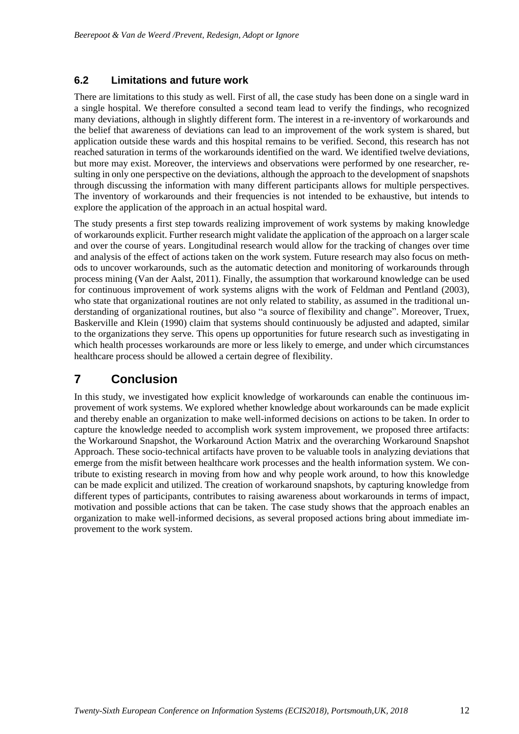### 6.2 Limitations and future work

There are limitations to this study as well. First of all, the case study has been done on a single ward in a single hospital. We therefore consulted a second team lead to verify the findings, who recognized many deviations, although in slightly different form. The interest in a re-inventory of workarounds and the belief that awareness of deviations can lead to an improvement of the work system is shared, but application outside these wards and this hospital remains to be verified. Second, this research has not reached saturation in terms of the workarounds identified on the ward. We identified twelve deviations, but more may exist. Moreover, the interviews and observations were performed by one researcher, resulting in only one perspective on the deviations, although the approach to the development of snapshots through discussing the information with many different participants allows for multiple perspectives. The inventory of workarounds and their frequencies is not intended to be exhaustive, but intends to explore the application of the approach in an actual hospital ward.

The study presents a first step towards realizing improvement of work systems by making knowledge of workarounds explicit. Further research might validate the application of the approach on a larger scale and over the course of years. Longitudinal research would allow for the tracking of changes over time and analysis of the effect of actions taken on the work system. Future research may also focus on methods to uncover workarounds, such as the automatic detection and monitoring of workarounds through process mining (Van der Aalst, 2011). Finally, the assumption that workaround knowledge can be used for continuous improvement of work systems aligns with the work of Feldman and Pentland (2003), who state that organizational routines are not only related to stability, as assumed in the traditional understanding of organizational routines, but also "a source of flexibility and change". Moreover, Truex, Baskerville and Klein (1990) claim that systems should continuously be adjusted and adapted, similar to the organizations they serve. This opens up opportunities for future research such as investigating in which health processes workarounds are more or less likely to emerge, and under which circumstances healthcare process should be allowed a certain degree of flexibility.

## 7 Conclusion

In this study, we investigated how explicit knowledge of workarounds can enable the continuous improvement of work systems. We explored whether knowledge about workarounds can be made explicit and thereby enable an organization to make well-informed decisions on actions to be taken. In order to capture the knowledge needed to accomplish work system improvement, we proposed three artifacts: the Workaround Snapshot, the Workaround Action Matrix and the overarching Workaround Snapshot Approach. These socio-technical artifacts have proven to be valuable tools in analyzing deviations that emerge from the misfit between healthcare work processes and the health information system. We contribute to existing research in moving from how and why people work around, to how this knowledge can be made explicit and utilized. The creation of workaround snapshots, by capturing knowledge from different types of participants, contributes to raising awareness about workarounds in terms of impact, motivation and possible actions that can be taken. The case study shows that the approach enables an organization to make well-informed decisions, as several proposed actions bring about immediate improvement to the work system.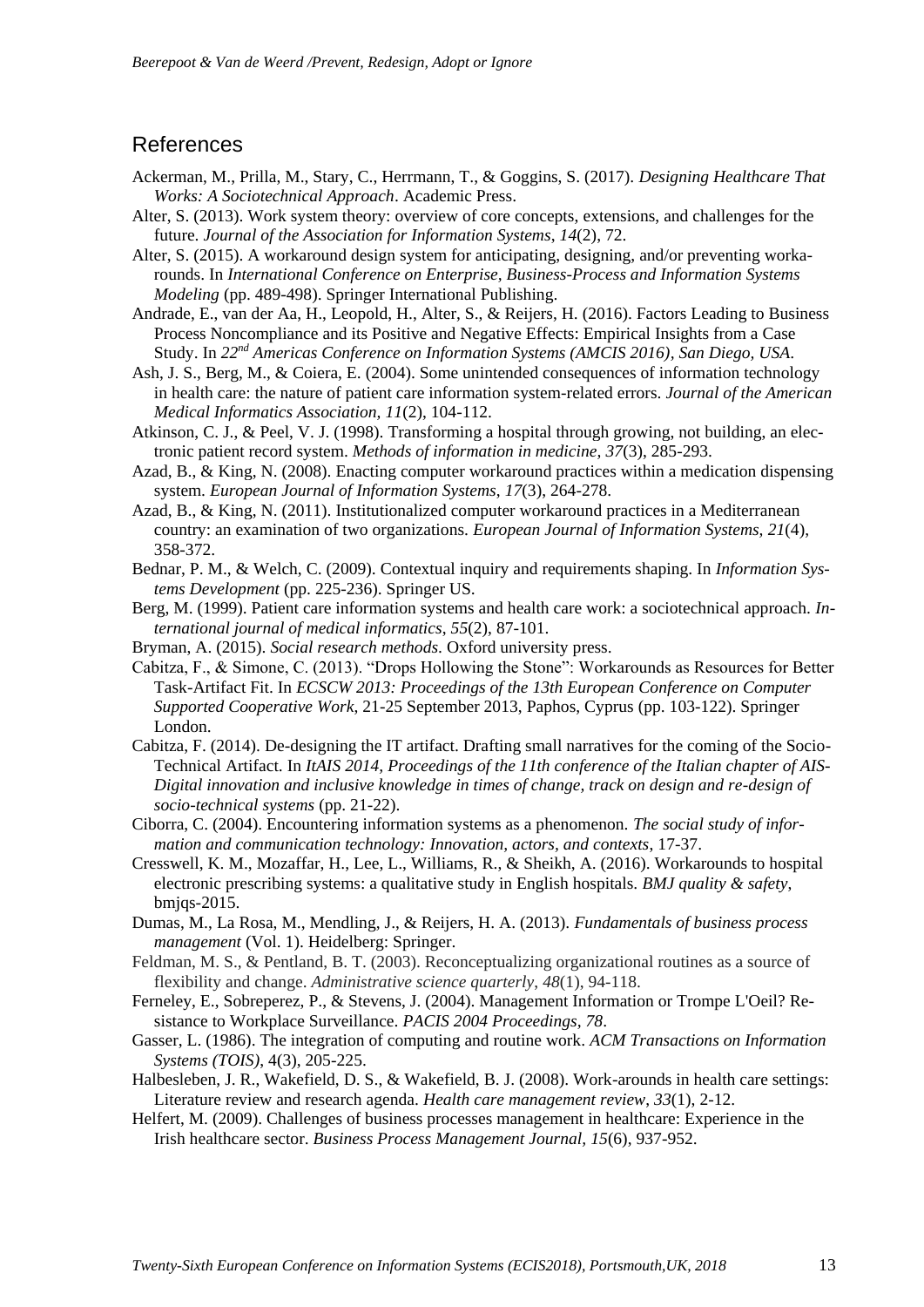## References

Ackerman, M., Prilla, M., Stary, C., Herrmann, T., & Goggins, S. (2017). *Designing Healthcare That Works: A Sociotechnical Approach*. Academic Press.

Alter, S. (2013). Work system theory: overview of core concepts, extensions, and challenges for the future. *Journal of the Association for Information Systems*, *14*(2), 72.

Alter, S. (2015). A workaround design system for anticipating, designing, and/or preventing workarounds. In *International Conference on Enterprise, Business-Process and Information Systems Modeling* (pp. 489-498). Springer International Publishing.

Andrade, E., van der Aa, H., Leopold, H., Alter, S., & Reijers, H. (2016). Factors Leading to Business Process Noncompliance and its Positive and Negative Effects: Empirical Insights from a Case Study. In *22nd Americas Conference on Information Systems (AMCIS 2016), San Diego, USA*.

Ash, J. S., Berg, M., & Coiera, E. (2004). Some unintended consequences of information technology in health care: the nature of patient care information system-related errors. *Journal of the American Medical Informatics Association*, *11*(2), 104-112.

Atkinson, C. J., & Peel, V. J. (1998). Transforming a hospital through growing, not building, an electronic patient record system. *Methods of information in medicine*, *37*(3), 285-293.

Azad, B., & King, N. (2008). Enacting computer workaround practices within a medication dispensing system. *European Journal of Information Systems*, *17*(3), 264-278.

Azad, B., & King, N. (2011). Institutionalized computer workaround practices in a Mediterranean country: an examination of two organizations. *European Journal of Information Systems*, *21*(4), 358-372.

Bednar, P. M., & Welch, C. (2009). Contextual inquiry and requirements shaping. In *Information Systems Development* (pp. 225-236). Springer US.

Berg, M. (1999). Patient care information systems and health care work: a sociotechnical approach. *International journal of medical informatics*, *55*(2), 87-101.

Bryman, A. (2015). *Social research methods*. Oxford university press.

Cabitza, F., & Simone, C. (2013). "Drops Hollowing the Stone": Workarounds as Resources for Better Task-Artifact Fit. In *ECSCW 2013: Proceedings of the 13th European Conference on Computer Supported Cooperative Work*, 21-25 September 2013, Paphos, Cyprus (pp. 103-122). Springer London.

Cabitza, F. (2014). De-designing the IT artifact. Drafting small narratives for the coming of the Socio-Technical Artifact. In *ItAIS 2014, Proceedings of the 11th conference of the Italian chapter of AIS-Digital innovation and inclusive knowledge in times of change, track on design and re-design of socio-technical systems* (pp. 21-22).

Ciborra, C. (2004). Encountering information systems as a phenomenon. *The social study of information and communication technology: Innovation, actors, and contexts*, 17-37.

Cresswell, K. M., Mozaffar, H., Lee, L., Williams, R., & Sheikh, A. (2016). Workarounds to hospital electronic prescribing systems: a qualitative study in English hospitals. *BMJ quality & safety*, bmjqs-2015.

Dumas, M., La Rosa, M., Mendling, J., & Reijers, H. A. (2013). *Fundamentals of business process management* (Vol. 1). Heidelberg: Springer.

Feldman, M. S., & Pentland, B. T. (2003). Reconceptualizing organizational routines as a source of flexibility and change. *Administrative science quarterly*, *48*(1), 94-118.

Ferneley, E., Sobreperez, P., & Stevens, J. (2004). Management Information or Trompe L'Oeil? Resistance to Workplace Surveillance. *PACIS 2004 Proceedings*, *78*.

Gasser, L. (1986). The integration of computing and routine work. *ACM Transactions on Information Systems (TOIS)*, 4(3), 205-225.

Halbesleben, J. R., Wakefield, D. S., & Wakefield, B. J. (2008). Work-arounds in health care settings: Literature review and research agenda. *Health care management review*, *33*(1), 2-12.

Helfert, M. (2009). Challenges of business processes management in healthcare: Experience in the Irish healthcare sector. *Business Process Management Journal*, *15*(6), 937-952.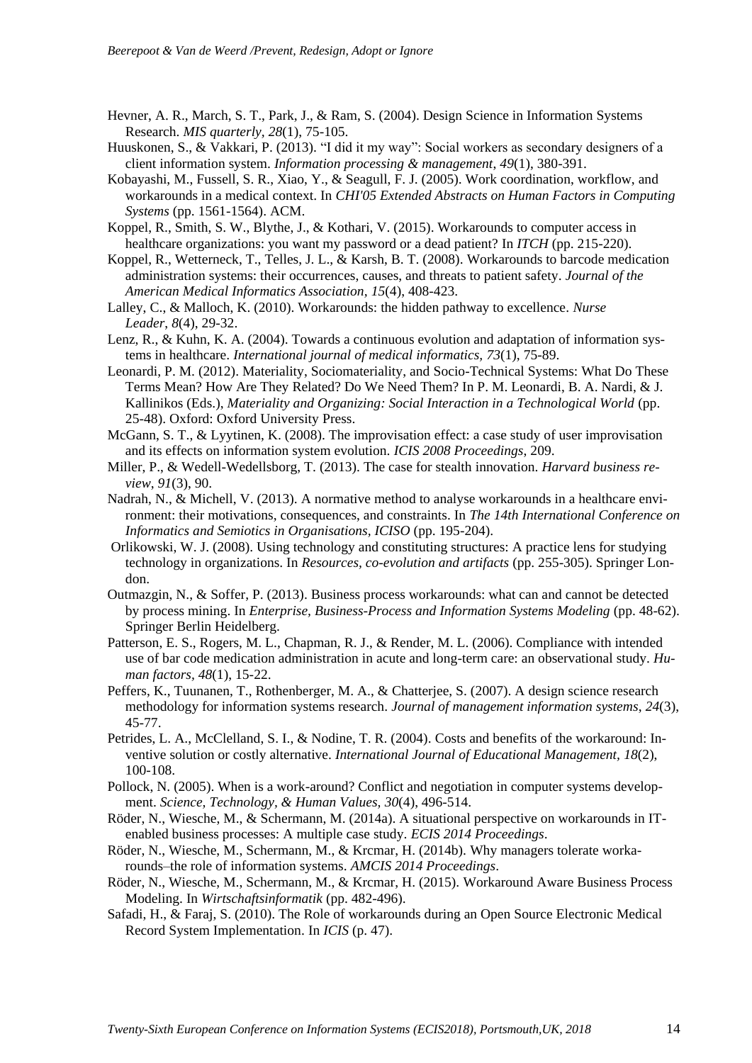Hevner, A. R., March, S. T., Park, J., & Ram, S. (2004). Design Science in Information Systems Research. *MIS quarterly, 28*(1), 75-105.

Huuskonen, S., & Vakkari, P. (2013). "I did it my way": Social workers as secondary designers of a client information system. *Information processing & management*, *49*(1), 380-391.

Kobayashi, M., Fussell, S. R., Xiao, Y., & Seagull, F. J. (2005). Work coordination, workflow, and workarounds in a medical context. In *CHI'05 Extended Abstracts on Human Factors in Computing Systems* (pp. 1561-1564). ACM.

Koppel, R., Smith, S. W., Blythe, J., & Kothari, V. (2015). Workarounds to computer access in healthcare organizations: you want my password or a dead patient? In *ITCH* (pp. 215-220).

Koppel, R., Wetterneck, T., Telles, J. L., & Karsh, B. T. (2008). Workarounds to barcode medication administration systems: their occurrences, causes, and threats to patient safety. *Journal of the American Medical Informatics Association*, *15*(4), 408-423.

Lalley, C., & Malloch, K. (2010). Workarounds: the hidden pathway to excellence. *Nurse Leader*, *8*(4), 29-32.

Lenz, R., & Kuhn, K. A. (2004). Towards a continuous evolution and adaptation of information systems in healthcare. *International journal of medical informatics, 73*(1), 75-89.

Leonardi, P. M. (2012). Materiality, Sociomateriality, and Socio-Technical Systems: What Do These Terms Mean? How Are They Related? Do We Need Them? In P. M. Leonardi, B. A. Nardi, & J. Kallinikos (Eds.), *Materiality and Organizing: Social Interaction in a Technological World* (pp. 25-48). Oxford: Oxford University Press.

McGann, S. T., & Lyytinen, K. (2008). The improvisation effect: a case study of user improvisation and its effects on information system evolution. *ICIS 2008 Proceedings*, 209.

Miller, P., & Wedell-Wedellsborg, T. (2013). The case for stealth innovation. *Harvard business review*, *91*(3), 90.

Nadrah, N., & Michell, V. (2013). A normative method to analyse workarounds in a healthcare environment: their motivations, consequences, and constraints. In *The 14th International Conference on Informatics and Semiotics in Organisations, ICISO* (pp. 195-204).

Orlikowski, W. J. (2008). Using technology and constituting structures: A practice lens for studying technology in organizations. In *Resources, co-evolution and artifacts* (pp. 255-305). Springer London.

Outmazgin, N., & Soffer, P. (2013). Business process workarounds: what can and cannot be detected by process mining. In *Enterprise, Business-Process and Information Systems Modeling* (pp. 48-62). Springer Berlin Heidelberg.

Patterson, E. S., Rogers, M. L., Chapman, R. J., & Render, M. L. (2006). Compliance with intended use of bar code medication administration in acute and long-term care: an observational study. *Human factors, 48*(1), 15-22.

Peffers, K., Tuunanen, T., Rothenberger, M. A., & Chatterjee, S. (2007). A design science research methodology for information systems research. *Journal of management information systems*, *24*(3), 45-77.

Petrides, L. A., McClelland, S. I., & Nodine, T. R. (2004). Costs and benefits of the workaround: Inventive solution or costly alternative. *International Journal of Educational Management, 18*(2), 100-108.

Pollock, N. (2005). When is a work-around? Conflict and negotiation in computer systems development. *Science, Technology, & Human Values, 30*(4), 496-514.

Röder, N., Wiesche, M., & Schermann, M. (2014a). A situational perspective on workarounds in IT-enabled business processes: A multiple case study. *ECIS 2014 Proceedings*.

Röder, N., Wiesche, M., Schermann, M., & Krcmar, H. (2014b). Why managers tolerate workarounds–the role of information systems. *AMCIS 2014 Proceedings*.

Röder, N., Wiesche, M., Schermann, M., & Krcmar, H. (2015). Workaround Aware Business Process Modeling. In *Wirtschaftsinformatik* (pp. 482-496).

Safadi, H., & Faraj, S. (2010). The Role of workarounds during an Open Source Electronic Medical Record System Implementation. In *ICIS* (p. 47).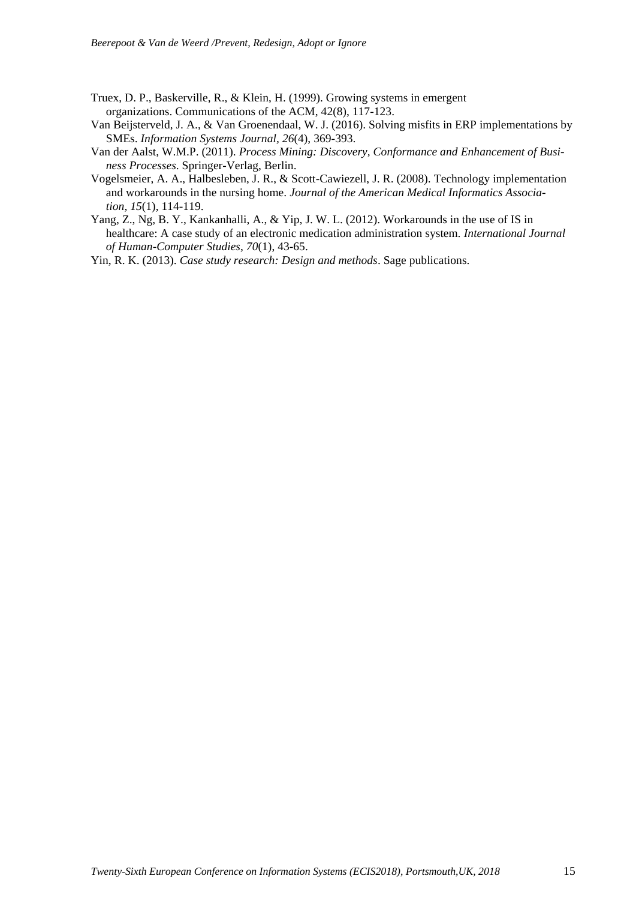Truex, D. P., Baskerville, R., & Klein, H. (1999). Growing systems in emergent organizations. Communications of the ACM, 42(8), 117-123.

Van Beijsterveld, J. A., & Van Groenendaal, W. J. (2016). Solving misfits in ERP implementations by SMEs. *Information Systems Journal*, *26*(4), 369-393.

Van der Aalst, W.M.P. (2011). *Process Mining: Discovery, Conformance and Enhancement of Business Processes*. Springer-Verlag, Berlin.

Vogelsmeier, A. A., Halbesleben, J. R., & Scott-Cawiezell, J. R. (2008). Technology implementation and workarounds in the nursing home. *Journal of the American Medical Informatics Association*, *15*(1), 114-119.

Yang, Z., Ng, B. Y., Kankanhalli, A., & Yip, J. W. L. (2012). Workarounds in the use of IS in healthcare: A case study of an electronic medication administration system. *International Journal of Human-Computer Studies*, *70*(1), 43-65.

Yin, R. K. (2013). *Case study research: Design and methods*. Sage publications.